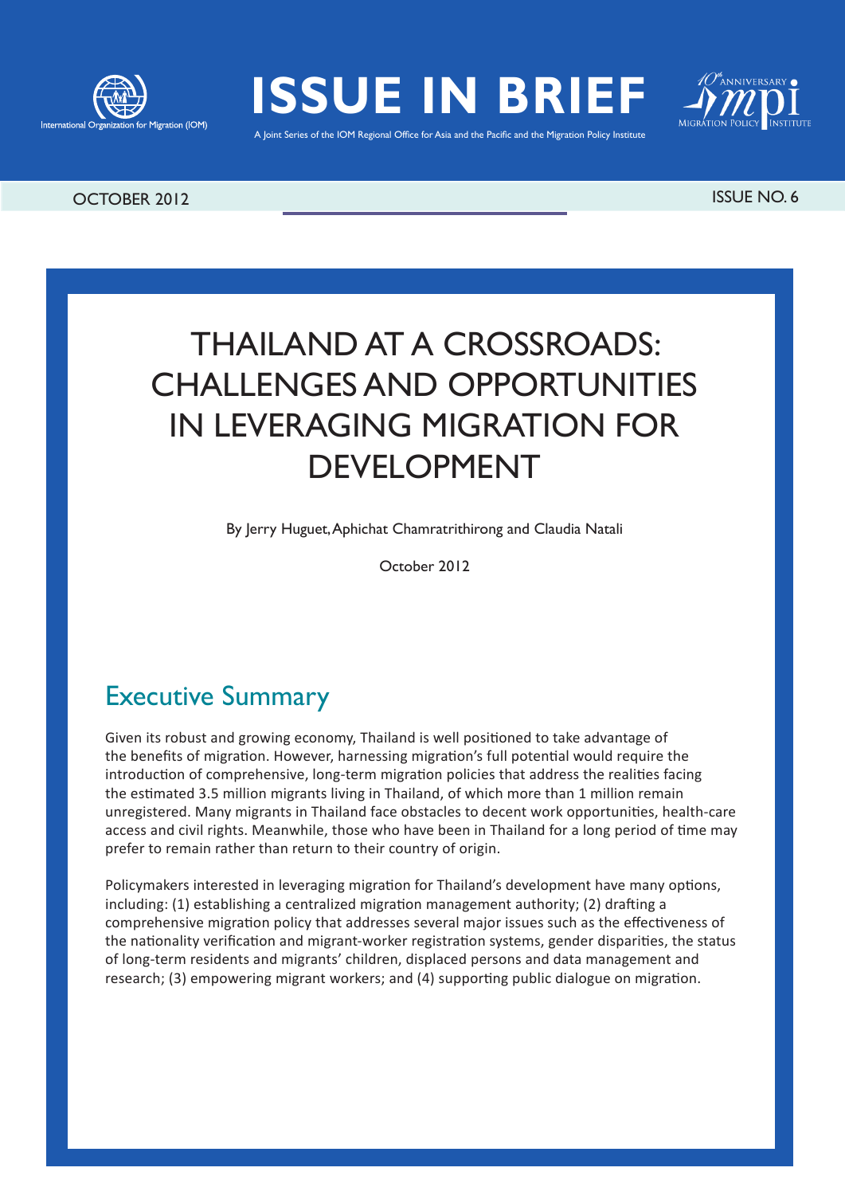International Organization for Migration (IOM)

# ISSUE IN BRIEF

A Joint Series of the IOM Regional Office for Asia and the Pacific and the Migration Policy Institute

10th ANNIVERSARY MPI MIGRATION POLICY INSTITUTE

OCTOBER 2012

ISSUE NO. 6

# THAILAND AT A CROSSROADS: CHALLENGES AND OPPORTUNITIES IN LEVERAGING MIGRATION FOR DEVELOPMENT

By Jerry Huguet, Aphichat Chamratrithirong and Claudia Natali

October 2012

## Executive Summary

Given its robust and growing economy, Thailand is well positioned to take advantage of the benefits of migration. However, harnessing migration's full potential would require the introduction of comprehensive, long-term migration policies that address the realities facing the estimated 3.5 million migrants living in Thailand, of which more than 1 million remain unregistered. Many migrants in Thailand face obstacles to decent work opportunities, health-care access and civil rights. Meanwhile, those who have been in Thailand for a long period of time may prefer to remain rather than return to their country of origin.

Policymakers interested in leveraging migration for Thailand's development have many options, including: (1) establishing a centralized migration management authority; (2) drafting a comprehensive migration policy that addresses several major issues such as the effectiveness of the nationality verification and migrant-worker registration systems, gender disparities, the status of long-term residents and migrants' children, displaced persons and data management and research; (3) empowering migrant workers; and (4) supporting public dialogue on migration.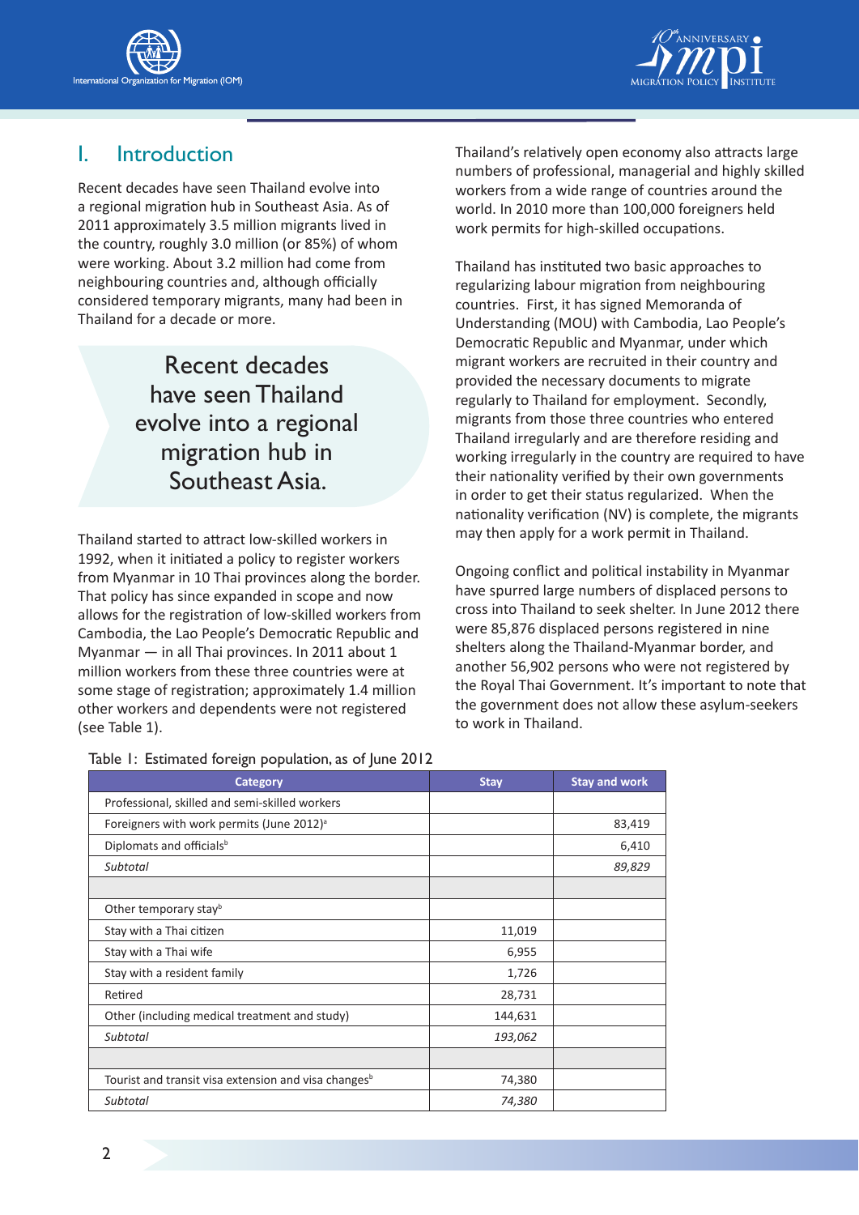## I. Introduction

Recent decades have seen Thailand evolve into a regional migration hub in Southeast Asia. As of 2011 approximately 3.5 million migrants lived in the country, roughly 3.0 million (or 85%) of whom were working. About 3.2 million had come from neighbouring countries and, although officially considered temporary migrants, many had been in Thailand for a decade or more.

> Recent decades have seen Thailand evolve into a regional migration hub in Southeast Asia.

Thailand started to attract low-skilled workers in 1992, when it initiated a policy to register workers from Myanmar in 10 Thai provinces along the border. That policy has since expanded in scope and now allows for the registration of low-skilled workers from Cambodia, the Lao People's Democratic Republic and Myanmar — in all Thai provinces. In 2011 about 1 million workers from these three countries were at some stage of registration; approximately 1.4 million other workers and dependents were not registered (see Table 1).

Thailand's relatively open economy also attracts large numbers of professional, managerial and highly skilled workers from a wide range of countries around the world. In 2010 more than 100,000 foreigners held work permits for high-skilled occupations.

Thailand has instituted two basic approaches to regularizing labour migration from neighbouring countries. First, it has signed Memoranda of Understanding (MOU) with Cambodia, Lao People's Democratic Republic and Myanmar, under which migrant workers are recruited in their country and provided the necessary documents to migrate regularly to Thailand for employment. Secondly, migrants from those three countries who entered Thailand irregularly and are therefore residing and working irregularly in the country are required to have their nationality verified by their own governments in order to get their status regularized. When the nationality verification (NV) is complete, the migrants may then apply for a work permit in Thailand.

Ongoing conflict and political instability in Myanmar have spurred large numbers of displaced persons to cross into Thailand to seek shelter. In June 2012 there were 85,876 displaced persons registered in nine shelters along the Thailand-Myanmar border, and another 56,902 persons who were not registered by the Royal Thai Government. It's important to note that the government does not allow these asylum-seekers to work in Thailand.

Table 1: Estimated foreign population, as of June 2012

| Category | Stay | Stay and work |
|---|---|---|
| Professional, skilled and semi-skilled workers | | |
| Foreigners with work permits (June 2012)[a] | | 83,419 |
| Diplomats and officials[b] | | 6,410 |
| *Subtotal* | | *89,829* |
| | | |
| Other temporary stay[b] | | |
| Stay with a Thai citizen | 11,019 | |
| Stay with a Thai wife | 6,955 | |
| Stay with a resident family | 1,726 | |
| Retired | 28,731 | |
| Other (including medical treatment and study) | 144,631 | |
| *Subtotal* | *193,062* | |
| | | |
| Tourist and transit visa extension and visa changes[b] | 74,380 | |
| *Subtotal* | *74,380* | |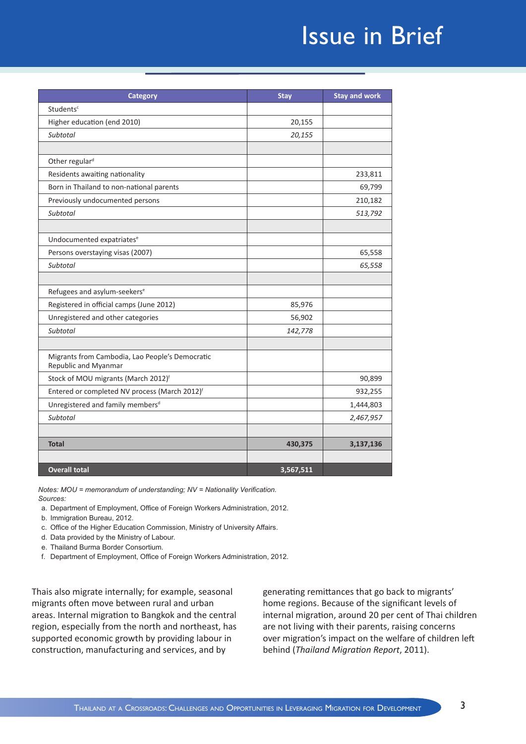| Category | Stay | Stay and work |
|---|---|---|
| Students[c] | | |
| Higher education (end 2010) | 20,155 | |
| *Subtotal* | *20,155* | |
| | | |
| Other regular[d] | | |
| Residents awaiting nationality | | 233,811 |
| Born in Thailand to non-national parents | | 69,799 |
| Previously undocumented persons | | 210,182 |
| *Subtotal* | | *513,792* |
| | | |
| Undocumented expatriates[e] | | |
| Persons overstaying visas (2007) | | 65,558 |
| *Subtotal* | | *65,558* |
| | | |
| Refugees and asylum-seekers[e] | | |
| Registered in official camps (June 2012) | 85,976 | |
| Unregistered and other categories | 56,902 | |
| *Subtotal* | *142,778* | |
| | | |
| Migrants from Cambodia, Lao People's Democratic Republic and Myanmar | | |
| Stock of MOU migrants (March 2012)[f] | | 90,899 |
| Entered or completed NV process (March 2012)[f] | | 932,255 |
| Unregistered and family members[d] | | 1,444,803 |
| *Subtotal* | | *2,467,957* |
| | | |
| **Total** | **430,375** | **3,137,136** |
| | | |
| **Overall total** | **3,567,511** | |

*Notes: MOU = memorandum of understanding; NV = Nationality Verification.*
*Sources:*

a. Department of Employment, Office of Foreign Workers Administration, 2012.
b. Immigration Bureau, 2012.
c. Office of the Higher Education Commission, Ministry of University Affairs.
d. Data provided by the Ministry of Labour.
e. Thailand Burma Border Consortium.
f. Department of Employment, Office of Foreign Workers Administration, 2012.

Thais also migrate internally; for example, seasonal migrants often move between rural and urban areas. Internal migration to Bangkok and the central region, especially from the north and northeast, has supported economic growth by providing labour in construction, manufacturing and services, and by generating remittances that go back to migrants' home regions. Because of the significant levels of internal migration, around 20 per cent of Thai children are not living with their parents, raising concerns over migration's impact on the welfare of children left behind (*Thailand Migration Report*, 2011).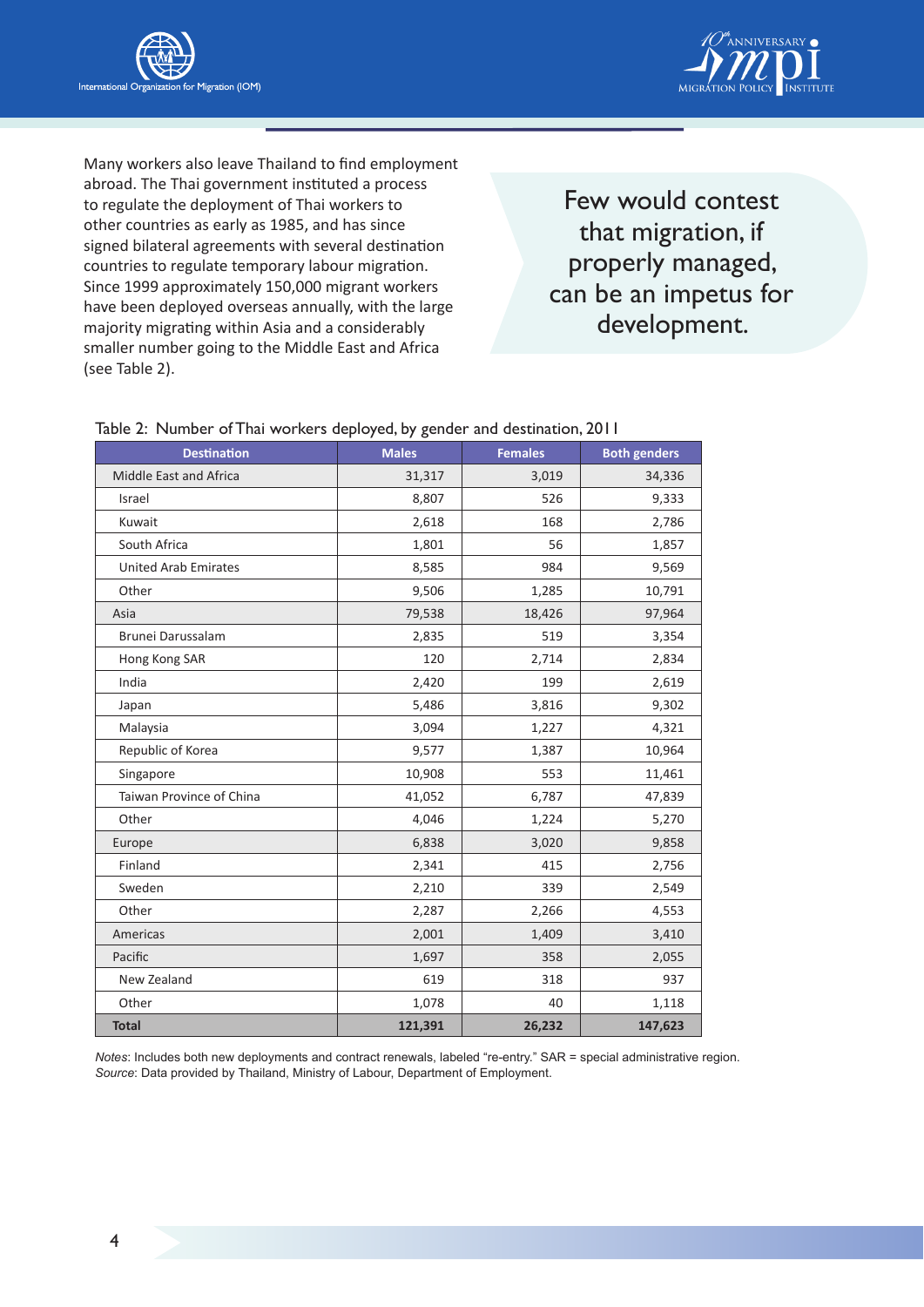Many workers also leave Thailand to find employment abroad. The Thai government instituted a process to regulate the deployment of Thai workers to other countries as early as 1985, and has since signed bilateral agreements with several destination countries to regulate temporary labour migration. Since 1999 approximately 150,000 migrant workers have been deployed overseas annually, with the large majority migrating within Asia and a considerably smaller number going to the Middle East and Africa (see Table 2).

> Few would contest that migration, if properly managed, can be an impetus for development.

Table 2: Number of Thai workers deployed, by gender and destination, 2011

| Destination | Males | Females | Both genders |
|---|---|---|---|
| Middle East and Africa | 31,317 | 3,019 | 34,336 |
| Israel | 8,807 | 526 | 9,333 |
| Kuwait | 2,618 | 168 | 2,786 |
| South Africa | 1,801 | 56 | 1,857 |
| United Arab Emirates | 8,585 | 984 | 9,569 |
| Other | 9,506 | 1,285 | 10,791 |
| Asia | 79,538 | 18,426 | 97,964 |
| Brunei Darussalam | 2,835 | 519 | 3,354 |
| Hong Kong SAR | 120 | 2,714 | 2,834 |
| India | 2,420 | 199 | 2,619 |
| Japan | 5,486 | 3,816 | 9,302 |
| Malaysia | 3,094 | 1,227 | 4,321 |
| Republic of Korea | 9,577 | 1,387 | 10,964 |
| Singapore | 10,908 | 553 | 11,461 |
| Taiwan Province of China | 41,052 | 6,787 | 47,839 |
| Other | 4,046 | 1,224 | 5,270 |
| Europe | 6,838 | 3,020 | 9,858 |
| Finland | 2,341 | 415 | 2,756 |
| Sweden | 2,210 | 339 | 2,549 |
| Other | 2,287 | 2,266 | 4,553 |
| Americas | 2,001 | 1,409 | 3,410 |
| Pacific | 1,697 | 358 | 2,055 |
| New Zealand | 619 | 318 | 937 |
| Other | 1,078 | 40 | 1,118 |
| **Total** | **121,391** | **26,232** | **147,623** |

*Notes*: Includes both new deployments and contract renewals, labeled "re-entry." SAR = special administrative region.
*Source*: Data provided by Thailand, Ministry of Labour, Department of Employment.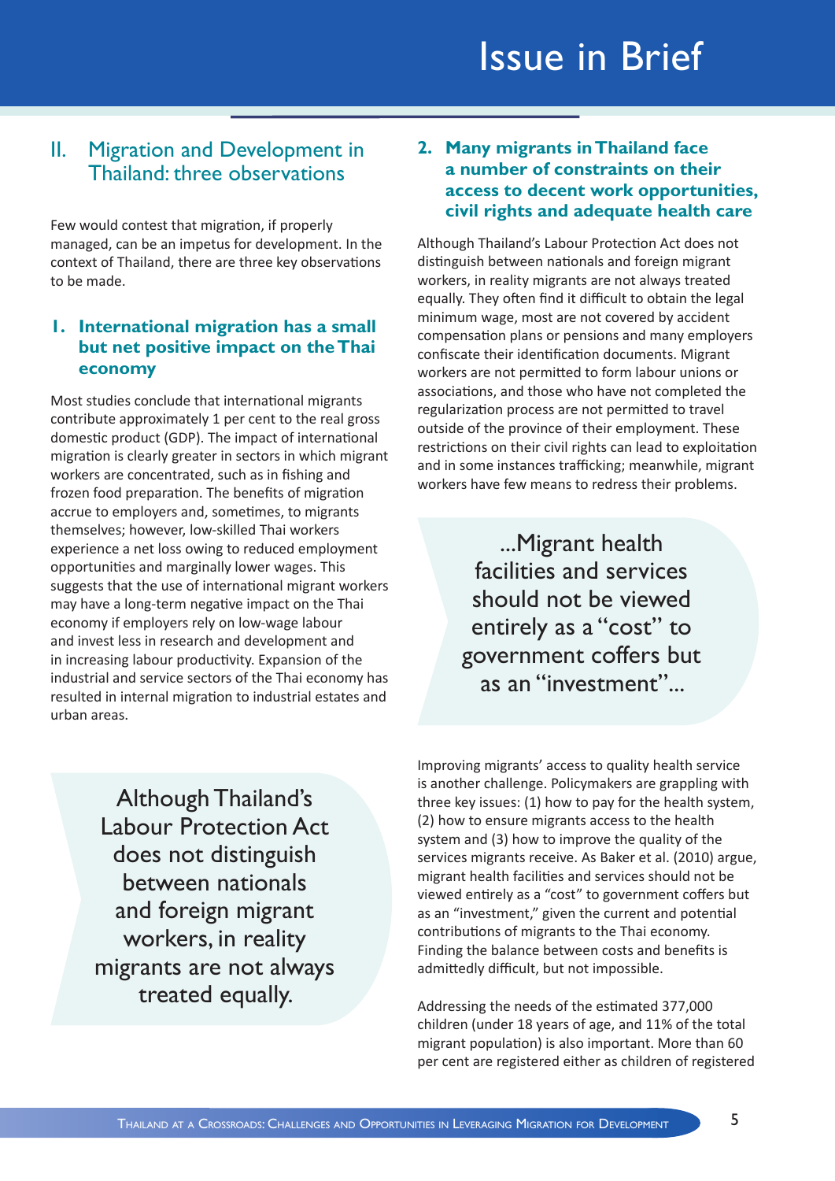## II. Migration and Development in Thailand: three observations

Few would contest that migration, if properly managed, can be an impetus for development. In the context of Thailand, there are three key observations to be made.

### 1. International migration has a small but net positive impact on the Thai economy

Most studies conclude that international migrants contribute approximately 1 per cent to the real gross domestic product (GDP). The impact of international migration is clearly greater in sectors in which migrant workers are concentrated, such as in fishing and frozen food preparation. The benefits of migration accrue to employers and, sometimes, to migrants themselves; however, low-skilled Thai workers experience a net loss owing to reduced employment opportunities and marginally lower wages. This suggests that the use of international migrant workers may have a long-term negative impact on the Thai economy if employers rely on low-wage labour and invest less in research and development and in increasing labour productivity. Expansion of the industrial and service sectors of the Thai economy has resulted in internal migration to industrial estates and urban areas.

> Although Thailand's Labour Protection Act does not distinguish between nationals and foreign migrant workers, in reality migrants are not always treated equally.

### 2. Many migrants in Thailand face a number of constraints on their access to decent work opportunities, civil rights and adequate health care

Although Thailand's Labour Protection Act does not distinguish between nationals and foreign migrant workers, in reality migrants are not always treated equally. They often find it difficult to obtain the legal minimum wage, most are not covered by accident compensation plans or pensions and many employers confiscate their identification documents. Migrant workers are not permitted to form labour unions or associations, and those who have not completed the regularization process are not permitted to travel outside of the province of their employment. These restrictions on their civil rights can lead to exploitation and in some instances trafficking; meanwhile, migrant workers have few means to redress their problems.

> ...Migrant health facilities and services should not be viewed entirely as a "cost" to government coffers but as an "investment"...

Improving migrants' access to quality health service is another challenge. Policymakers are grappling with three key issues: (1) how to pay for the health system, (2) how to ensure migrants access to the health system and (3) how to improve the quality of the services migrants receive. As Baker et al. (2010) argue, migrant health facilities and services should not be viewed entirely as a "cost" to government coffers but as an "investment," given the current and potential contributions of migrants to the Thai economy. Finding the balance between costs and benefits is admittedly difficult, but not impossible.

Addressing the needs of the estimated 377,000 children (under 18 years of age, and 11% of the total migrant population) is also important. More than 60 per cent are registered either as children of registered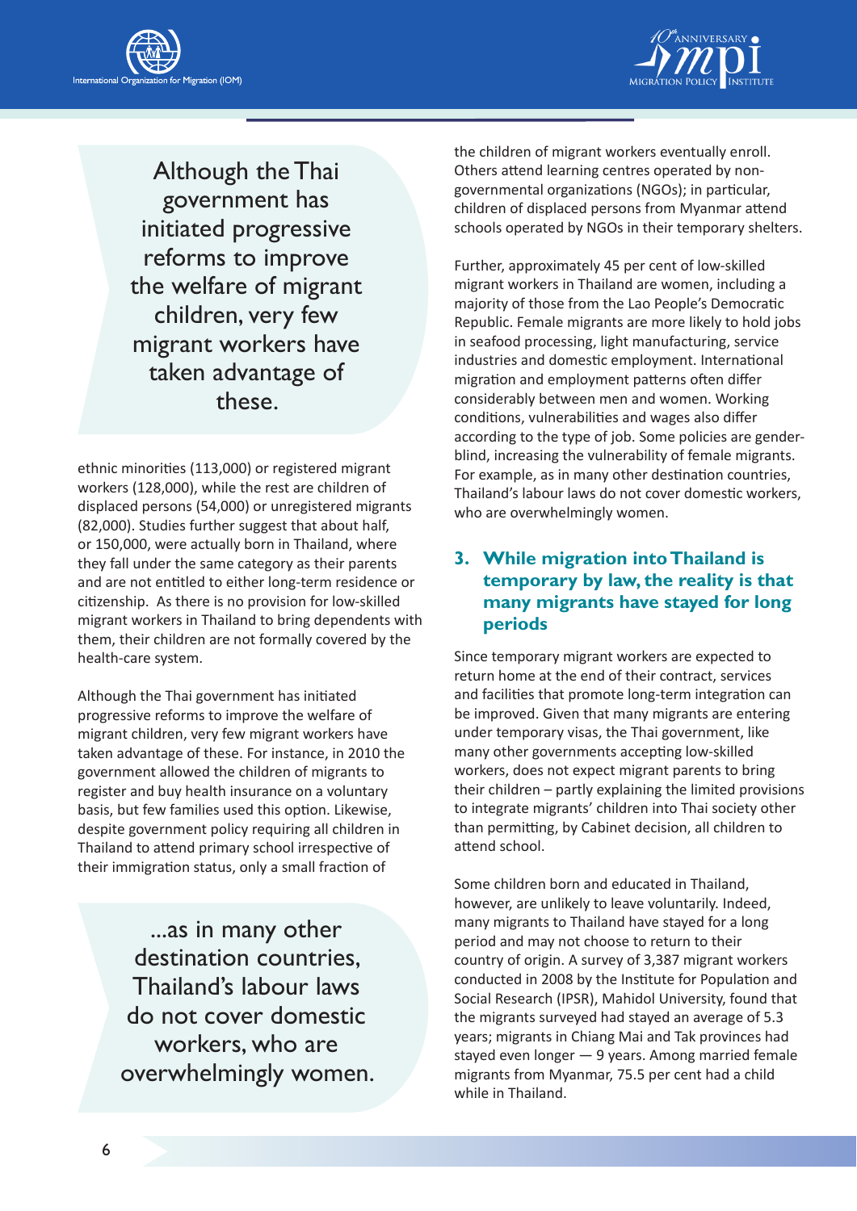> Although the Thai government has initiated progressive reforms to improve the welfare of migrant children, very few migrant workers have taken advantage of these.

ethnic minorities (113,000) or registered migrant workers (128,000), while the rest are children of displaced persons (54,000) or unregistered migrants (82,000). Studies further suggest that about half, or 150,000, were actually born in Thailand, where they fall under the same category as their parents and are not entitled to either long-term residence or citizenship. As there is no provision for low-skilled migrant workers in Thailand to bring dependents with them, their children are not formally covered by the health-care system.

Although the Thai government has initiated progressive reforms to improve the welfare of migrant children, very few migrant workers have taken advantage of these. For instance, in 2010 the government allowed the children of migrants to register and buy health insurance on a voluntary basis, but few families used this option. Likewise, despite government policy requiring all children in Thailand to attend primary school irrespective of their immigration status, only a small fraction of the children of migrant workers eventually enroll. Others attend learning centres operated by non-governmental organizations (NGOs); in particular, children of displaced persons from Myanmar attend schools operated by NGOs in their temporary shelters.

> ...as in many other destination countries, Thailand's labour laws do not cover domestic workers, who are overwhelmingly women.

Further, approximately 45 per cent of low-skilled migrant workers in Thailand are women, including a majority of those from the Lao People's Democratic Republic. Female migrants are more likely to hold jobs in seafood processing, light manufacturing, service industries and domestic employment. International migration and employment patterns often differ considerably between men and women. Working conditions, vulnerabilities and wages also differ according to the type of job. Some policies are gender-blind, increasing the vulnerability of female migrants. For example, as in many other destination countries, Thailand's labour laws do not cover domestic workers, who are overwhelmingly women.

## 3. While migration into Thailand is temporary by law, the reality is that many migrants have stayed for long periods

Since temporary migrant workers are expected to return home at the end of their contract, services and facilities that promote long-term integration can be improved. Given that many migrants are entering under temporary visas, the Thai government, like many other governments accepting low-skilled workers, does not expect migrant parents to bring their children – partly explaining the limited provisions to integrate migrants' children into Thai society other than permitting, by Cabinet decision, all children to attend school.

Some children born and educated in Thailand, however, are unlikely to leave voluntarily. Indeed, many migrants to Thailand have stayed for a long period and may not choose to return to their country of origin. A survey of 3,387 migrant workers conducted in 2008 by the Institute for Population and Social Research (IPSR), Mahidol University, found that the migrants surveyed had stayed an average of 5.3 years; migrants in Chiang Mai and Tak provinces had stayed even longer — 9 years. Among married female migrants from Myanmar, 75.5 per cent had a child while in Thailand.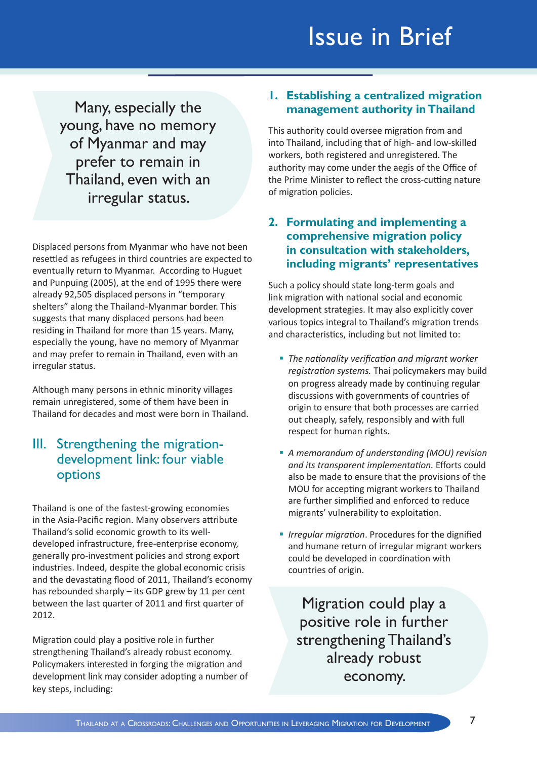> Many, especially the young, have no memory of Myanmar and may prefer to remain in Thailand, even with an irregular status.

Displaced persons from Myanmar who have not been resettled as refugees in third countries are expected to eventually return to Myanmar. According to Huguet and Punpuing (2005), at the end of 1995 there were already 92,505 displaced persons in "temporary shelters" along the Thailand-Myanmar border. This suggests that many displaced persons had been residing in Thailand for more than 15 years. Many, especially the young, have no memory of Myanmar and may prefer to remain in Thailand, even with an irregular status.

Although many persons in ethnic minority villages remain unregistered, some of them have been in Thailand for decades and most were born in Thailand.

## III. Strengthening the migration-development link: four viable options

Thailand is one of the fastest-growing economies in the Asia-Pacific region. Many observers attribute Thailand's solid economic growth to its well-developed infrastructure, free-enterprise economy, generally pro-investment policies and strong export industries. Indeed, despite the global economic crisis and the devastating flood of 2011, Thailand's economy has rebounded sharply – its GDP grew by 11 per cent between the last quarter of 2011 and first quarter of 2012.

Migration could play a positive role in further strengthening Thailand's already robust economy. Policymakers interested in forging the migration and development link may consider adopting a number of key steps, including:

### 1. Establishing a centralized migration management authority in Thailand

This authority could oversee migration from and into Thailand, including that of high- and low-skilled workers, both registered and unregistered. The authority may come under the aegis of the Office of the Prime Minister to reflect the cross-cutting nature of migration policies.

### 2. Formulating and implementing a comprehensive migration policy in consultation with stakeholders, including migrants' representatives

Such a policy should state long-term goals and link migration with national social and economic development strategies. It may also explicitly cover various topics integral to Thailand's migration trends and characteristics, including but not limited to:

- *The nationality verification and migrant worker registration systems.* Thai policymakers may build on progress already made by continuing regular discussions with governments of countries of origin to ensure that both processes are carried out cheaply, safely, responsibly and with full respect for human rights.
- *A memorandum of understanding (MOU) revision and its transparent implementation.* Efforts could also be made to ensure that the provisions of the MOU for accepting migrant workers to Thailand are further simplified and enforced to reduce migrants' vulnerability to exploitation.
- *Irregular migration*. Procedures for the dignified and humane return of irregular migrant workers could be developed in coordination with countries of origin.

> Migration could play a positive role in further strengthening Thailand's already robust economy.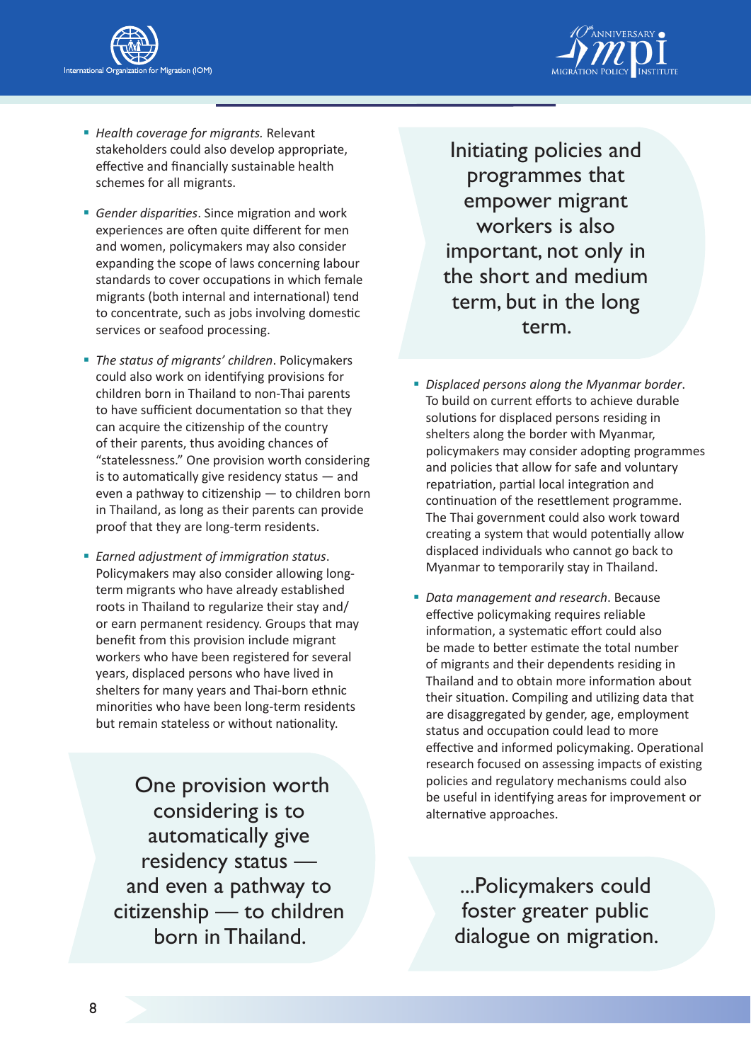- *Health coverage for migrants.* Relevant stakeholders could also develop appropriate, effective and financially sustainable health schemes for all migrants.

- *Gender disparities*. Since migration and work experiences are often quite different for men and women, policymakers may also consider expanding the scope of laws concerning labour standards to cover occupations in which female migrants (both internal and international) tend to concentrate, such as jobs involving domestic services or seafood processing.

- *The status of migrants' children*. Policymakers could also work on identifying provisions for children born in Thailand to non-Thai parents to have sufficient documentation so that they can acquire the citizenship of the country of their parents, thus avoiding chances of "statelessness." One provision worth considering is to automatically give residency status — and even a pathway to citizenship — to children born in Thailand, as long as their parents can provide proof that they are long-term residents.

- *Earned adjustment of immigration status*. Policymakers may also consider allowing long-term migrants who have already established roots in Thailand to regularize their stay and/or earn permanent residency. Groups that may benefit from this provision include migrant workers who have been registered for several years, displaced persons who have lived in shelters for many years and Thai-born ethnic minorities who have been long-term residents but remain stateless or without nationality.

> One provision worth considering is to automatically give residency status — and even a pathway to citizenship — to children born in Thailand.

> Initiating policies and programmes that empower migrant workers is also important, not only in the short and medium term, but in the long term.

- *Displaced persons along the Myanmar border*. To build on current efforts to achieve durable solutions for displaced persons residing in shelters along the border with Myanmar, policymakers may consider adopting programmes and policies that allow for safe and voluntary repatriation, partial local integration and continuation of the resettlement programme. The Thai government could also work toward creating a system that would potentially allow displaced individuals who cannot go back to Myanmar to temporarily stay in Thailand.

- *Data management and research*. Because effective policymaking requires reliable information, a systematic effort could also be made to better estimate the total number of migrants and their dependents residing in Thailand and to obtain more information about their situation. Compiling and utilizing data that are disaggregated by gender, age, employment status and occupation could lead to more effective and informed policymaking. Operational research focused on assessing impacts of existing policies and regulatory mechanisms could also be useful in identifying areas for improvement or alternative approaches.

> ...Policymakers could foster greater public dialogue on migration.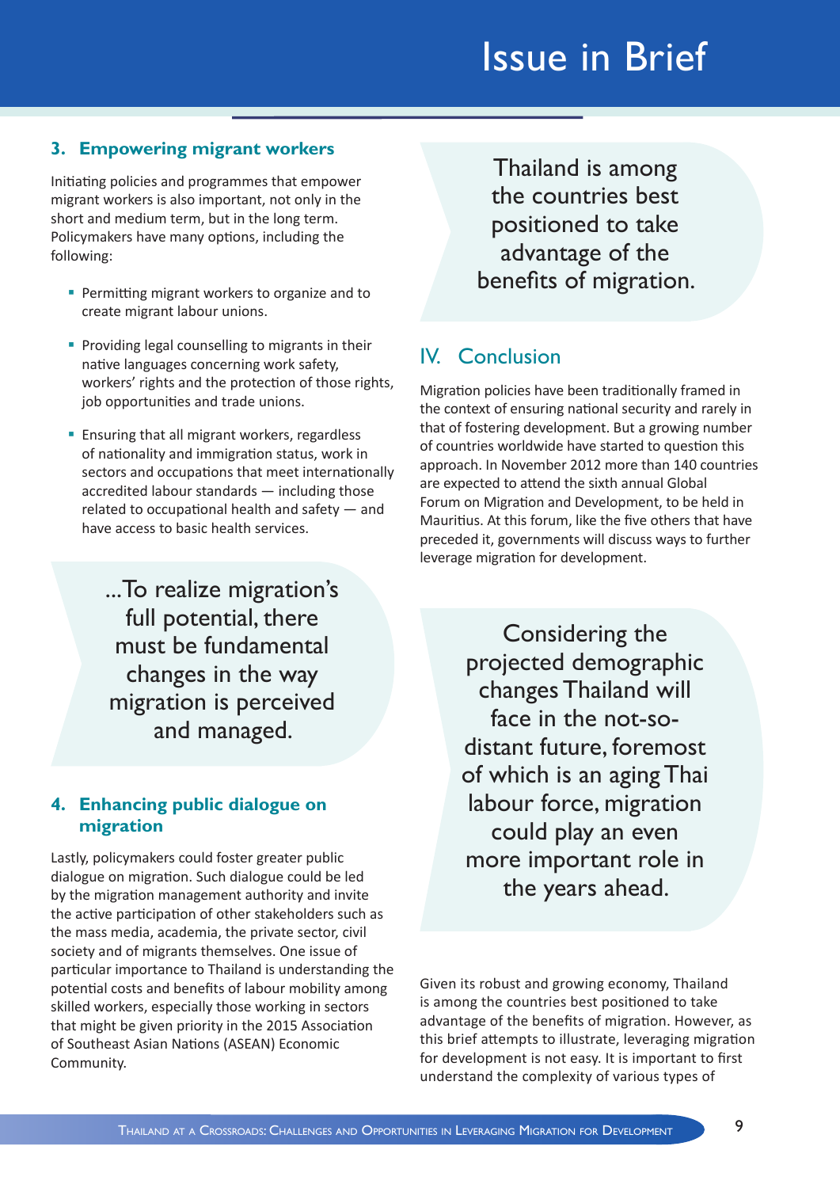### 3. Empowering migrant workers

Initiating policies and programmes that empower migrant workers is also important, not only in the short and medium term, but in the long term. Policymakers have many options, including the following:

- Permitting migrant workers to organize and to create migrant labour unions.
- Providing legal counselling to migrants in their native languages concerning work safety, workers' rights and the protection of those rights, job opportunities and trade unions.
- Ensuring that all migrant workers, regardless of nationality and immigration status, work in sectors and occupations that meet internationally accredited labour standards — including those related to occupational health and safety — and have access to basic health services.

> ...To realize migration's full potential, there must be fundamental changes in the way migration is perceived and managed.

### 4. Enhancing public dialogue on migration

Lastly, policymakers could foster greater public dialogue on migration. Such dialogue could be led by the migration management authority and invite the active participation of other stakeholders such as the mass media, academia, the private sector, civil society and of migrants themselves. One issue of particular importance to Thailand is understanding the potential costs and benefits of labour mobility among skilled workers, especially those working in sectors that might be given priority in the 2015 Association of Southeast Asian Nations (ASEAN) Economic Community.

> Thailand is among the countries best positioned to take advantage of the benefits of migration.

## IV. Conclusion

Migration policies have been traditionally framed in the context of ensuring national security and rarely in that of fostering development. But a growing number of countries worldwide have started to question this approach. In November 2012 more than 140 countries are expected to attend the sixth annual Global Forum on Migration and Development, to be held in Mauritius. At this forum, like the five others that have preceded it, governments will discuss ways to further leverage migration for development.

> Considering the projected demographic changes Thailand will face in the not-so-distant future, foremost of which is an aging Thai labour force, migration could play an even more important role in the years ahead.

Given its robust and growing economy, Thailand is among the countries best positioned to take advantage of the benefits of migration. However, as this brief attempts to illustrate, leveraging migration for development is not easy. It is important to first understand the complexity of various types of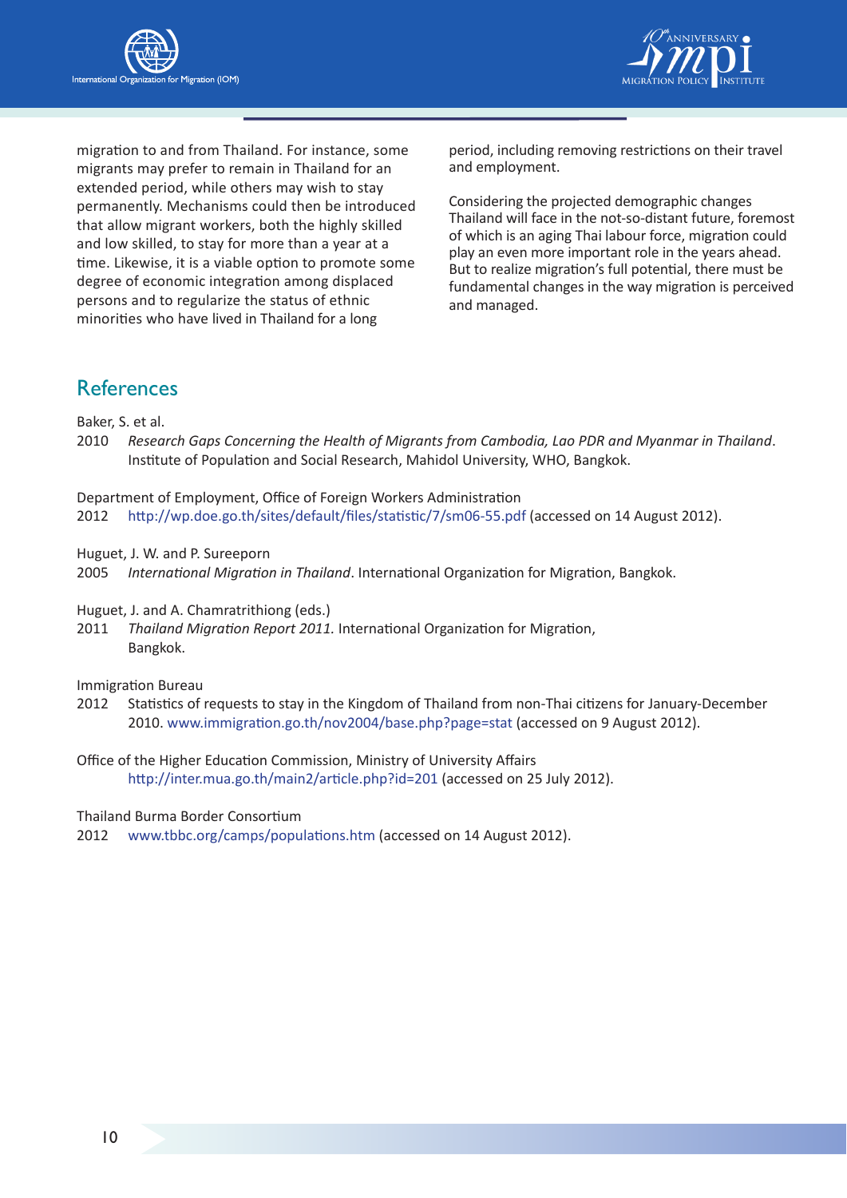migration to and from Thailand. For instance, some migrants may prefer to remain in Thailand for an extended period, while others may wish to stay permanently. Mechanisms could then be introduced that allow migrant workers, both the highly skilled and low skilled, to stay for more than a year at a time. Likewise, it is a viable option to promote some degree of economic integration among displaced persons and to regularize the status of ethnic minorities who have lived in Thailand for a long period, including removing restrictions on their travel and employment.

Considering the projected demographic changes Thailand will face in the not-so-distant future, foremost of which is an aging Thai labour force, migration could play an even more important role in the years ahead. But to realize migration's full potential, there must be fundamental changes in the way migration is perceived and managed.

## References

Baker, S. et al.
2010 *Research Gaps Concerning the Health of Migrants from Cambodia, Lao PDR and Myanmar in Thailand*. Institute of Population and Social Research, Mahidol University, WHO, Bangkok.

Department of Employment, Office of Foreign Workers Administration
2012 http://wp.doe.go.th/sites/default/files/statistic/7/sm06-55.pdf (accessed on 14 August 2012).

Huguet, J. W. and P. Sureeporn
2005 *International Migration in Thailand*. International Organization for Migration, Bangkok.

Huguet, J. and A. Chamratrithiong (eds.)
2011 *Thailand Migration Report 2011.* International Organization for Migration, Bangkok.

Immigration Bureau
2012 Statistics of requests to stay in the Kingdom of Thailand from non-Thai citizens for January-December 2010. www.immigration.go.th/nov2004/base.php?page=stat (accessed on 9 August 2012).

Office of the Higher Education Commission, Ministry of University Affairs
http://inter.mua.go.th/main2/article.php?id=201 (accessed on 25 July 2012).

Thailand Burma Border Consortium
2012 www.tbbc.org/camps/populations.htm (accessed on 14 August 2012).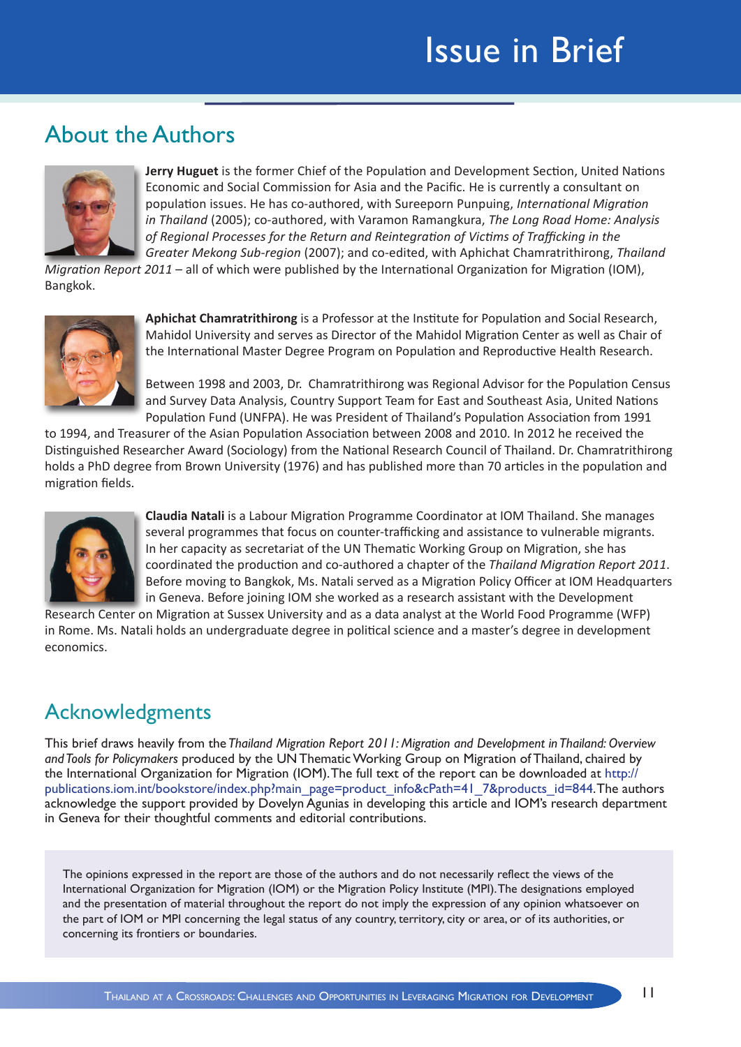## About the Authors

**Jerry Huguet** is the former Chief of the Population and Development Section, United Nations Economic and Social Commission for Asia and the Pacific. He is currently a consultant on population issues. He has co-authored, with Sureeporn Punpuing, *International Migration in Thailand* (2005); co-authored, with Varamon Ramangkura, *The Long Road Home: Analysis of Regional Processes for the Return and Reintegration of Victims of Trafficking in the Greater Mekong Sub-region* (2007); and co-edited, with Aphichat Chamratrithirong, *Thailand Migration Report 2011* – all of which were published by the International Organization for Migration (IOM), Bangkok.

**Aphichat Chamratrithirong** is a Professor at the Institute for Population and Social Research, Mahidol University and serves as Director of the Mahidol Migration Center as well as Chair of the International Master Degree Program on Population and Reproductive Health Research.

Between 1998 and 2003, Dr. Chamratrithirong was Regional Advisor for the Population Census and Survey Data Analysis, Country Support Team for East and Southeast Asia, United Nations Population Fund (UNFPA). He was President of Thailand's Population Association from 1991 to 1994, and Treasurer of the Asian Population Association between 2008 and 2010. In 2012 he received the Distinguished Researcher Award (Sociology) from the National Research Council of Thailand. Dr. Chamratrithirong holds a PhD degree from Brown University (1976) and has published more than 70 articles in the population and migration fields.

**Claudia Natali** is a Labour Migration Programme Coordinator at IOM Thailand. She manages several programmes that focus on counter-trafficking and assistance to vulnerable migrants. In her capacity as secretariat of the UN Thematic Working Group on Migration, she has coordinated the production and co-authored a chapter of the *Thailand Migration Report 2011*. Before moving to Bangkok, Ms. Natali served as a Migration Policy Officer at IOM Headquarters in Geneva. Before joining IOM she worked as a research assistant with the Development Research Center on Migration at Sussex University and as a data analyst at the World Food Programme (WFP) in Rome. Ms. Natali holds an undergraduate degree in political science and a master's degree in development economics.

## Acknowledgments

This brief draws heavily from the *Thailand Migration Report 2011: Migration and Development in Thailand: Overview and Tools for Policymakers* produced by the UN Thematic Working Group on Migration of Thailand, chaired by the International Organization for Migration (IOM). The full text of the report can be downloaded at http://publications.iom.int/bookstore/index.php?main_page=product_info&cPath=41_7&products_id=844. The authors acknowledge the support provided by Dovelyn Agunias in developing this article and IOM's research department in Geneva for their thoughtful comments and editorial contributions.

The opinions expressed in the report are those of the authors and do not necessarily reflect the views of the International Organization for Migration (IOM) or the Migration Policy Institute (MPI). The designations employed and the presentation of material throughout the report do not imply the expression of any opinion whatsoever on the part of IOM or MPI concerning the legal status of any country, territory, city or area, or of its authorities, or concerning its frontiers or boundaries.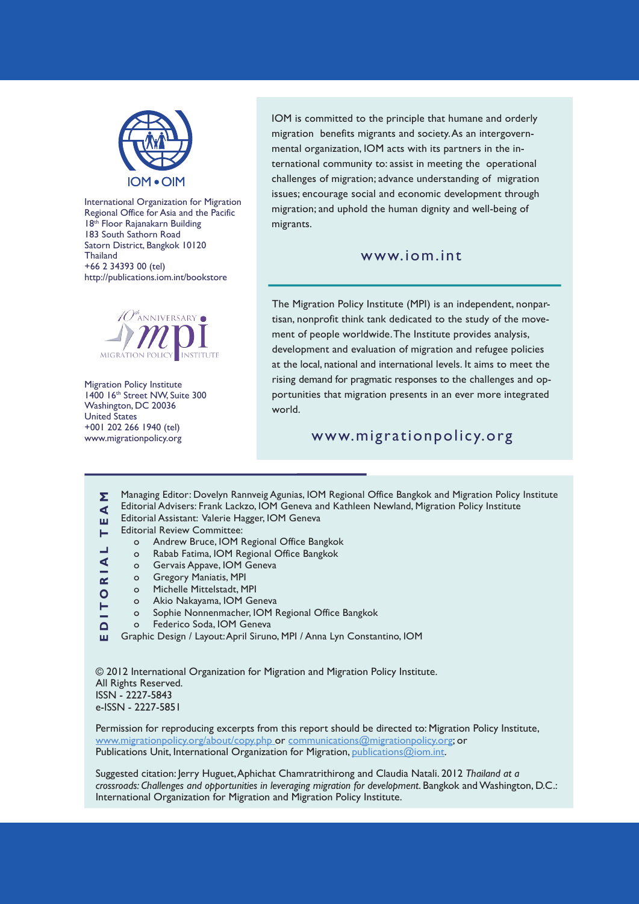IOM • OIM

International Organization for Migration
Regional Office for Asia and the Pacific
18th Floor Rajanakarn Building
183 South Sathorn Road
Satorn District, Bangkok 10120
Thailand
+66 2 34393 00 (tel)
http://publications.iom.int/bookstore

10th ANNIVERSARY
mpi
MIGRATION POLICY INSTITUTE

Migration Policy Institute
1400 16th Street NW, Suite 300
Washington, DC 20036
United States
+001 202 266 1940 (tel)
www.migrationpolicy.org

IOM is committed to the principle that humane and orderly migration benefits migrants and society. As an intergovernmental organization, IOM acts with its partners in the international community to: assist in meeting the operational challenges of migration; advance understanding of migration issues; encourage social and economic development through migration; and uphold the human dignity and well-being of migrants.

www.iom.int

The Migration Policy Institute (MPI) is an independent, nonpartisan, nonprofit think tank dedicated to the study of the movement of people worldwide. The Institute provides analysis, development and evaluation of migration and refugee policies at the local, national and international levels. It aims to meet the rising demand for pragmatic responses to the challenges and opportunities that migration presents in an ever more integrated world.

www.migrationpolicy.org

**EDITORIAL TEAM**

Managing Editor: Dovelyn Rannveig Agunias, IOM Regional Office Bangkok and Migration Policy Institute
Editorial Advisers: Frank Lackzo, IOM Geneva and Kathleen Newland, Migration Policy Institute
Editorial Assistant: Valerie Hagger, IOM Geneva
Editorial Review Committee:

- Andrew Bruce, IOM Regional Office Bangkok
- Rabab Fatima, IOM Regional Office Bangkok
- Gervais Appave, IOM Geneva
- Gregory Maniatis, MPI
- Michelle Mittelstadt, MPI
- Akio Nakayama, IOM Geneva
- Sophie Nonnenmacher, IOM Regional Office Bangkok
- Federico Soda, IOM Geneva

Graphic Design / Layout: April Siruno, MPI / Anna Lyn Constantino, IOM

© 2012 International Organization for Migration and Migration Policy Institute.
All Rights Reserved.
ISSN - 2227-5843
e-ISSN - 2227-5851

Permission for reproducing excerpts from this report should be directed to: Migration Policy Institute, www.migrationpolicy.org/about/copy.php or communications@migrationpolicy.org; or Publications Unit, International Organization for Migration, publications@iom.int.

Suggested citation: Jerry Huguet, Aphichat Chamratrithirong and Claudia Natali. 2012 *Thailand at a crossroads: Challenges and opportunities in leveraging migration for development*. Bangkok and Washington, D.C.: International Organization for Migration and Migration Policy Institute.